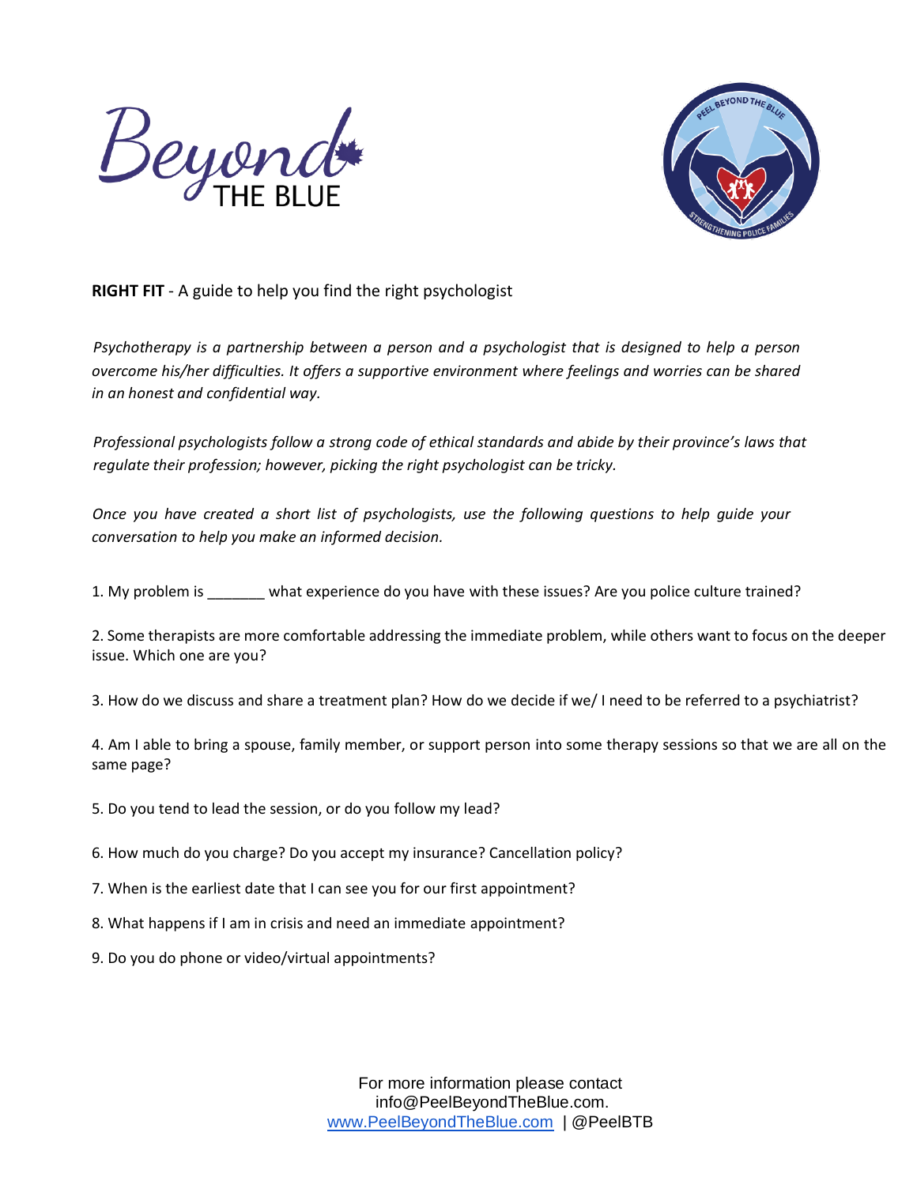Beyond THE BLUE

**RIGHT FIT** - A guide to help you find the right psychologist

*Psychotherapy is a partnership between a person and a psychologist that is designed to help a person overcome his/her difficulties. It offers a supportive environment where feelings and worries can be shared in an honest and confidential way.*

*Professional psychologists follow a strong code of ethical standards and abide by their province's laws that regulate their profession; however, picking the right psychologist can be tricky.*

*Once you have created a short list of psychologists, use the following questions to help guide your conversation to help you make an informed decision.*

1. My problem is _______ what experience do you have with these issues? Are you police culture trained?

2. Some therapists are more comfortable addressing the immediate problem, while others want to focus on the deeper issue. Which one are you?

3. How do we discuss and share a treatment plan? How do we decide if we/ I need to be referred to a psychiatrist?

4. Am I able to bring a spouse, family member, or support person into some therapy sessions so that we are all on the same page?

5. Do you tend to lead the session, or do you follow my lead?

6. How much do you charge? Do you accept my insurance? Cancellation policy?

7. When is the earliest date that I can see you for our first appointment?

8. What happens if I am in crisis and need an immediate appointment?

9. Do you do phone or video/virtual appointments?

For more information please contact info@PeelBeyondTheBlue.com. www.PeelBeyondTheBlue.com | @PeelBTB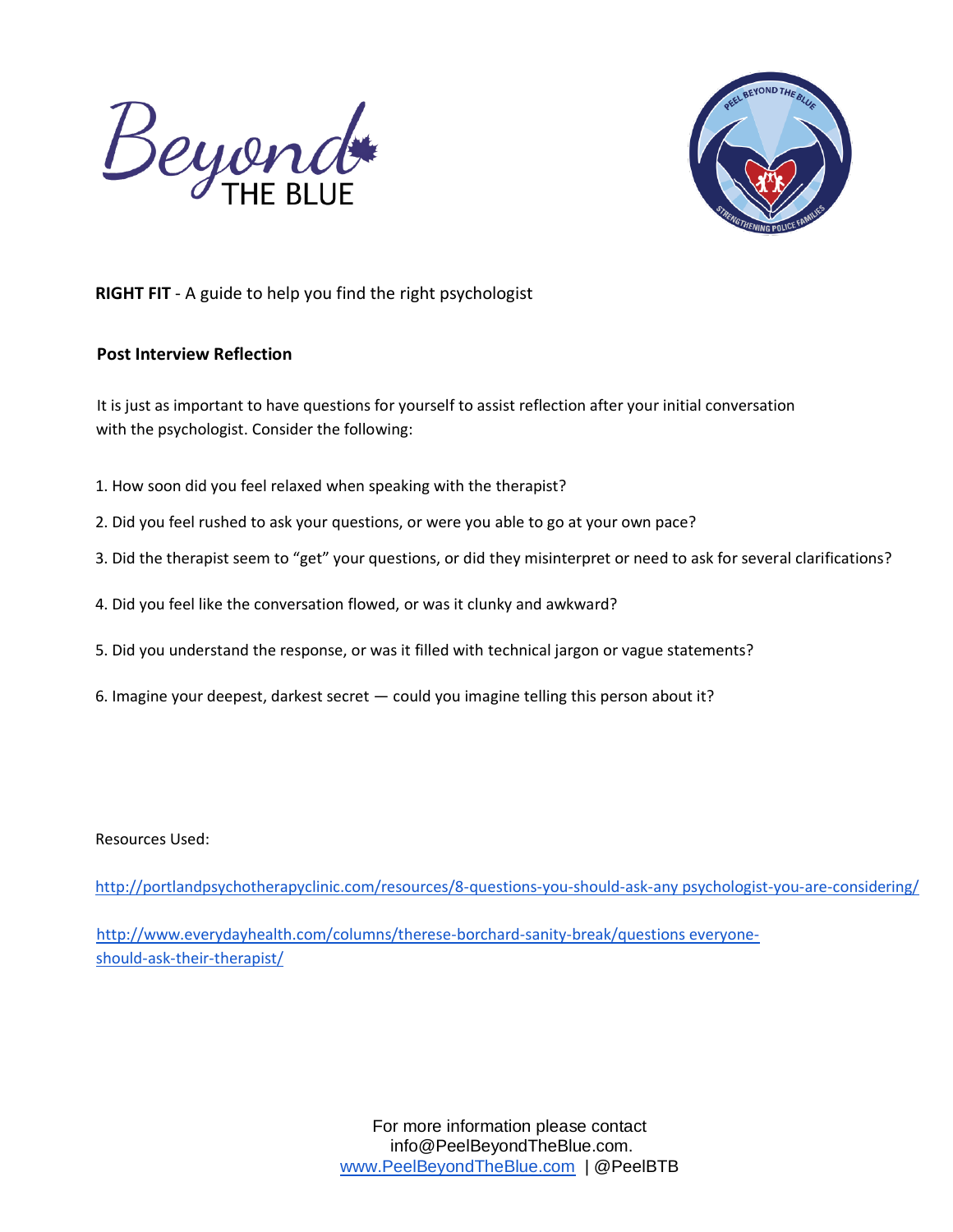**RIGHT FIT** - A guide to help you find the right psychologist

**Post Interview Reflection**

It is just as important to have questions for yourself to assist reflection after your initial conversation with the psychologist. Consider the following:

1. How soon did you feel relaxed when speaking with the therapist?
2. Did you feel rushed to ask your questions, or were you able to go at your own pace?
3. Did the therapist seem to "get" your questions, or did they misinterpret or need to ask for several clarifications?
4. Did you feel like the conversation flowed, or was it clunky and awkward?
5. Did you understand the response, or was it filled with technical jargon or vague statements?
6. Imagine your deepest, darkest secret — could you imagine telling this person about it?

Resources Used:

http://portlandpsychotherapyclinic.com/resources/8-questions-you-should-ask-any psychologist-you-are-considering/

http://www.everydayhealth.com/columns/therese-borchard-sanity-break/questions everyone-should-ask-their-therapist/

For more information please contact info@PeelBeyondTheBlue.com.
www.PeelBeyondTheBlue.com | @PeelBTB